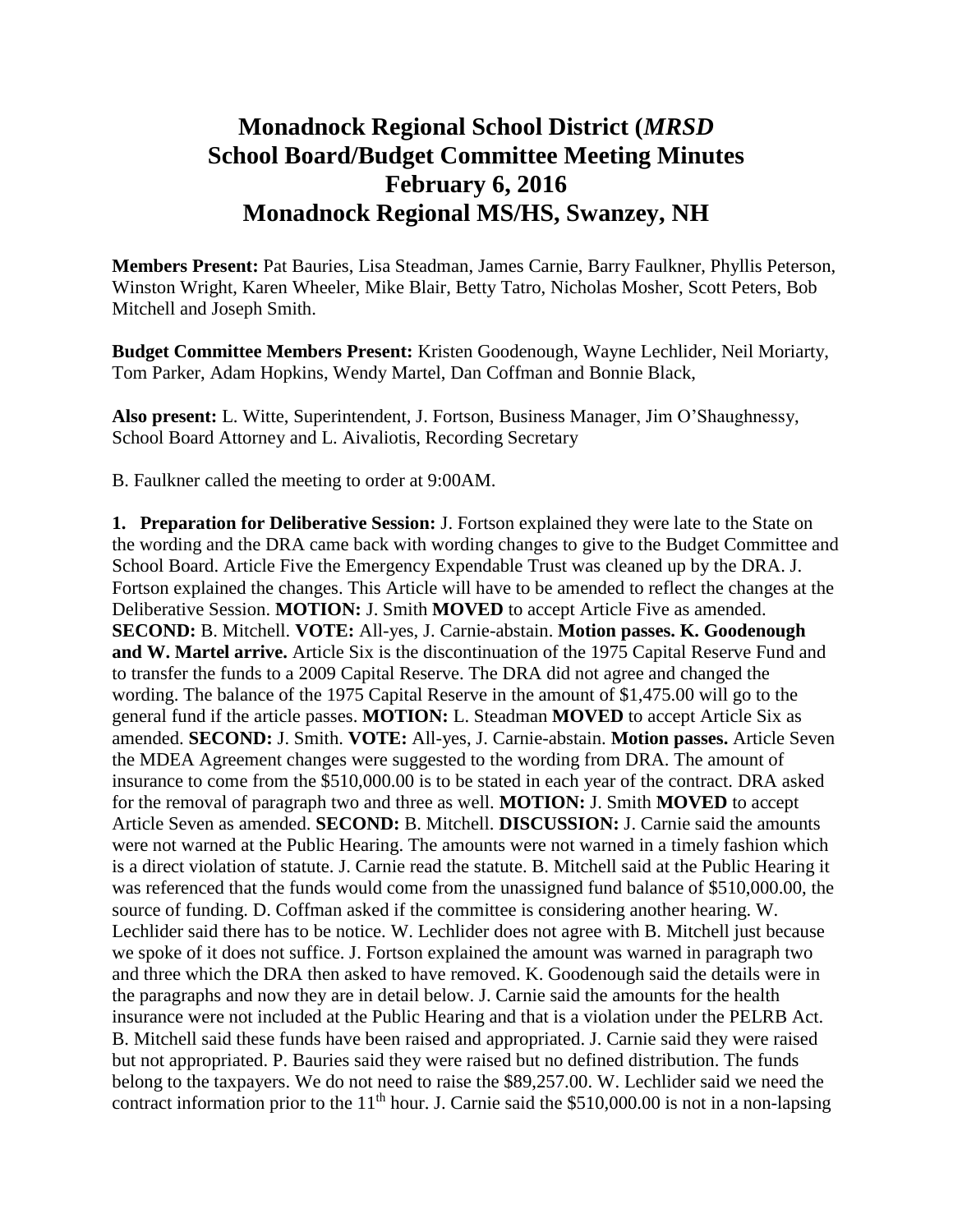# Monadnock Regional School District (*MRSD*
# School Board/Budget Committee Meeting Minutes
# February 6, 2016
# Monadnock Regional MS/HS, Swanzey, NH

**Members Present:** Pat Bauries, Lisa Steadman, James Carnie, Barry Faulkner, Phyllis Peterson, Winston Wright, Karen Wheeler, Mike Blair, Betty Tatro, Nicholas Mosher, Scott Peters, Bob Mitchell and Joseph Smith.

**Budget Committee Members Present:** Kristen Goodenough, Wayne Lechlider, Neil Moriarty, Tom Parker, Adam Hopkins, Wendy Martel, Dan Coffman and Bonnie Black,

**Also present:** L. Witte, Superintendent, J. Fortson, Business Manager, Jim O'Shaughnessy, School Board Attorney and L. Aivaliotis, Recording Secretary

B. Faulkner called the meeting to order at 9:00AM.

**1. Preparation for Deliberative Session:** J. Fortson explained they were late to the State on the wording and the DRA came back with wording changes to give to the Budget Committee and School Board. Article Five the Emergency Expendable Trust was cleaned up by the DRA. J. Fortson explained the changes. This Article will have to be amended to reflect the changes at the Deliberative Session. **MOTION:** J. Smith **MOVED** to accept Article Five as amended. **SECOND:** B. Mitchell. **VOTE:** All-yes, J. Carnie-abstain. **Motion passes. K. Goodenough and W. Martel arrive.** Article Six is the discontinuation of the 1975 Capital Reserve Fund and to transfer the funds to a 2009 Capital Reserve. The DRA did not agree and changed the wording. The balance of the 1975 Capital Reserve in the amount of $1,475.00 will go to the general fund if the article passes. **MOTION:** L. Steadman **MOVED** to accept Article Six as amended. **SECOND:** J. Smith. **VOTE:** All-yes, J. Carnie-abstain. **Motion passes.** Article Seven the MDEA Agreement changes were suggested to the wording from DRA. The amount of insurance to come from the $510,000.00 is to be stated in each year of the contract. DRA asked for the removal of paragraph two and three as well. **MOTION:** J. Smith **MOVED** to accept Article Seven as amended. **SECOND:** B. Mitchell. **DISCUSSION:** J. Carnie said the amounts were not warned at the Public Hearing. The amounts were not warned in a timely fashion which is a direct violation of statute. J. Carnie read the statute. B. Mitchell said at the Public Hearing it was referenced that the funds would come from the unassigned fund balance of $510,000.00, the source of funding. D. Coffman asked if the committee is considering another hearing. W. Lechlider said there has to be notice. W. Lechlider does not agree with B. Mitchell just because we spoke of it does not suffice. J. Fortson explained the amount was warned in paragraph two and three which the DRA then asked to have removed. K. Goodenough said the details were in the paragraphs and now they are in detail below. J. Carnie said the amounts for the health insurance were not included at the Public Hearing and that is a violation under the PELRB Act. B. Mitchell said these funds have been raised and appropriated. J. Carnie said they were raised but not appropriated. P. Bauries said they were raised but no defined distribution. The funds belong to the taxpayers. We do not need to raise the $89,257.00. W. Lechlider said we need the contract information prior to the 11th hour. J. Carnie said the $510,000.00 is not in a non-lapsing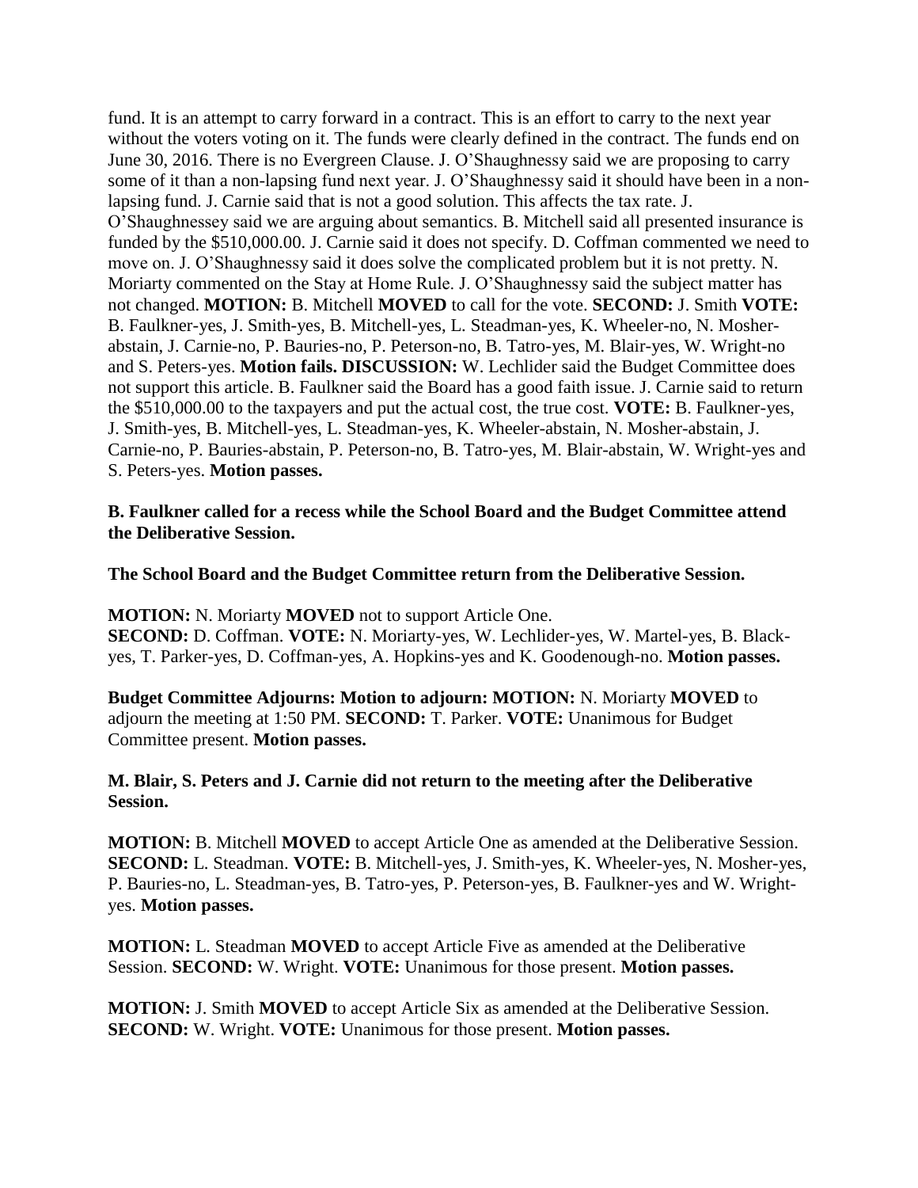fund. It is an attempt to carry forward in a contract. This is an effort to carry to the next year without the voters voting on it. The funds were clearly defined in the contract. The funds end on June 30, 2016. There is no Evergreen Clause. J. O'Shaughnessy said we are proposing to carry some of it than a non-lapsing fund next year. J. O'Shaughnessy said it should have been in a non-lapsing fund. J. Carnie said that is not a good solution. This affects the tax rate. J. O'Shaughnessey said we are arguing about semantics. B. Mitchell said all presented insurance is funded by the $510,000.00. J. Carnie said it does not specify. D. Coffman commented we need to move on. J. O'Shaughnessy said it does solve the complicated problem but it is not pretty. N. Moriarty commented on the Stay at Home Rule. J. O'Shaughnessy said the subject matter has not changed. **MOTION:** B. Mitchell **MOVED** to call for the vote. **SECOND:** J. Smith **VOTE:** B. Faulkner-yes, J. Smith-yes, B. Mitchell-yes, L. Steadman-yes, K. Wheeler-no, N. Mosher-abstain, J. Carnie-no, P. Bauries-no, P. Peterson-no, B. Tatro-yes, M. Blair-yes, W. Wright-no and S. Peters-yes. **Motion fails. DISCUSSION:** W. Lechlider said the Budget Committee does not support this article. B. Faulkner said the Board has a good faith issue. J. Carnie said to return the $510,000.00 to the taxpayers and put the actual cost, the true cost. **VOTE:** B. Faulkner-yes, J. Smith-yes, B. Mitchell-yes, L. Steadman-yes, K. Wheeler-abstain, N. Mosher-abstain, J. Carnie-no, P. Bauries-abstain, P. Peterson-no, B. Tatro-yes, M. Blair-abstain, W. Wright-yes and S. Peters-yes. **Motion passes.**

**B. Faulkner called for a recess while the School Board and the Budget Committee attend the Deliberative Session.**

**The School Board and the Budget Committee return from the Deliberative Session.**

**MOTION:** N. Moriarty **MOVED** not to support Article One.
**SECOND:** D. Coffman. **VOTE:** N. Moriarty-yes, W. Lechlider-yes, W. Martel-yes, B. Black-yes, T. Parker-yes, D. Coffman-yes, A. Hopkins-yes and K. Goodenough-no. **Motion passes.**

**Budget Committee Adjourns: Motion to adjourn: MOTION:** N. Moriarty **MOVED** to adjourn the meeting at 1:50 PM. **SECOND:** T. Parker. **VOTE:** Unanimous for Budget Committee present. **Motion passes.**

**M. Blair, S. Peters and J. Carnie did not return to the meeting after the Deliberative Session.**

**MOTION:** B. Mitchell **MOVED** to accept Article One as amended at the Deliberative Session. **SECOND:** L. Steadman. **VOTE:** B. Mitchell-yes, J. Smith-yes, K. Wheeler-yes, N. Mosher-yes, P. Bauries-no, L. Steadman-yes, B. Tatro-yes, P. Peterson-yes, B. Faulkner-yes and W. Wright-yes. **Motion passes.**

**MOTION:** L. Steadman **MOVED** to accept Article Five as amended at the Deliberative Session. **SECOND:** W. Wright. **VOTE:** Unanimous for those present. **Motion passes.**

**MOTION:** J. Smith **MOVED** to accept Article Six as amended at the Deliberative Session. **SECOND:** W. Wright. **VOTE:** Unanimous for those present. **Motion passes.**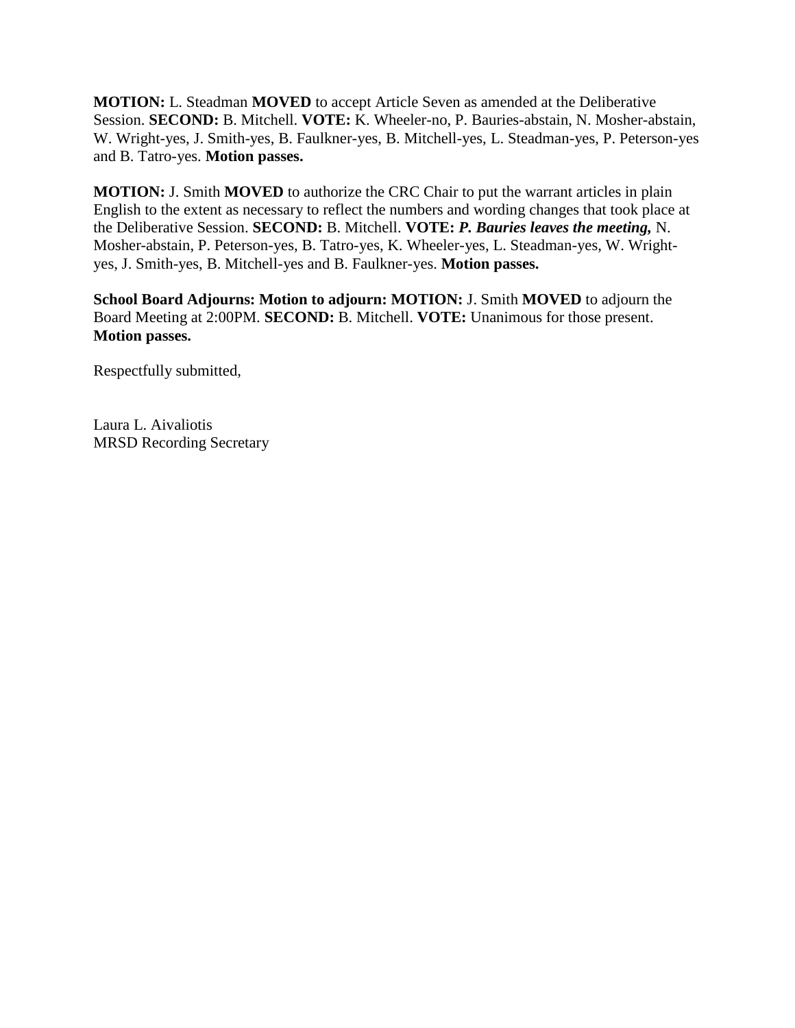**MOTION:** L. Steadman **MOVED** to accept Article Seven as amended at the Deliberative Session. **SECOND:** B. Mitchell. **VOTE:** K. Wheeler-no, P. Bauries-abstain, N. Mosher-abstain, W. Wright-yes, J. Smith-yes, B. Faulkner-yes, B. Mitchell-yes, L. Steadman-yes, P. Peterson-yes and B. Tatro-yes. **Motion passes.**

**MOTION:** J. Smith **MOVED** to authorize the CRC Chair to put the warrant articles in plain English to the extent as necessary to reflect the numbers and wording changes that took place at the Deliberative Session. **SECOND:** B. Mitchell. **VOTE:** ***P. Bauries leaves the meeting,*** N. Mosher-abstain, P. Peterson-yes, B. Tatro-yes, K. Wheeler-yes, L. Steadman-yes, W. Wright-yes, J. Smith-yes, B. Mitchell-yes and B. Faulkner-yes. **Motion passes.**

**School Board Adjourns: Motion to adjourn: MOTION:** J. Smith **MOVED** to adjourn the Board Meeting at 2:00PM. **SECOND:** B. Mitchell. **VOTE:** Unanimous for those present. **Motion passes.**

Respectfully submitted,

Laura L. Aivaliotis
MRSD Recording Secretary